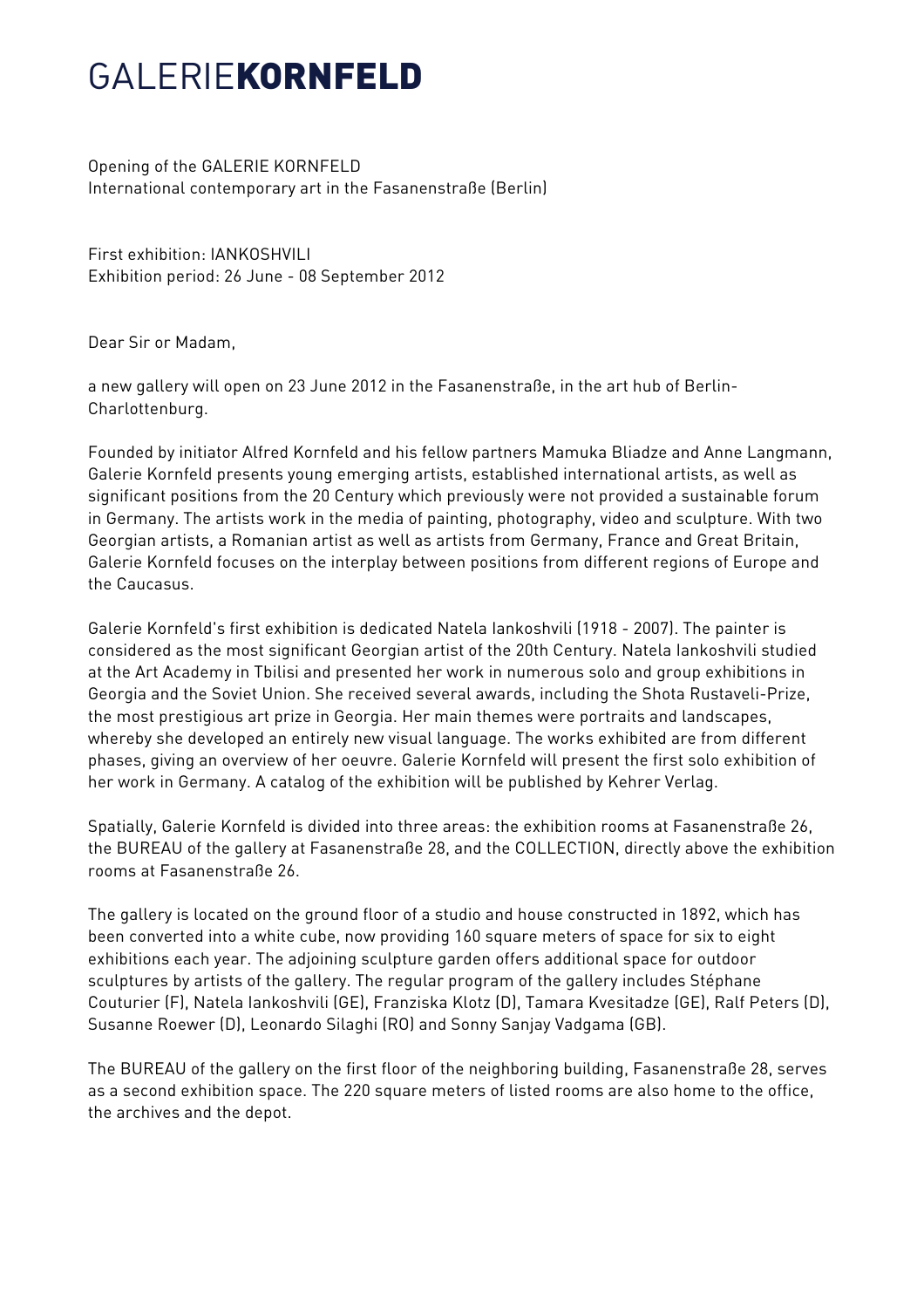# GALERIE**KORNFELD**

Opening of the GALERIE KORNFELD
International contemporary art in the Fasanenstraße (Berlin)

First exhibition: IANKOSHVILI
Exhibition period: 26 June - 08 September 2012

Dear Sir or Madam,

a new gallery will open on 23 June 2012 in the Fasanenstraße, in the art hub of Berlin-Charlottenburg.

Founded by initiator Alfred Kornfeld and his fellow partners Mamuka Bliadze and Anne Langmann, Galerie Kornfeld presents young emerging artists, established international artists, as well as significant positions from the 20 Century which previously were not provided a sustainable forum in Germany. The artists work in the media of painting, photography, video and sculpture. With two Georgian artists, a Romanian artist as well as artists from Germany, France and Great Britain, Galerie Kornfeld focuses on the interplay between positions from different regions of Europe and the Caucasus.

Galerie Kornfeld's first exhibition is dedicated Natela Iankoshvili (1918 - 2007). The painter is considered as the most significant Georgian artist of the 20th Century. Natela Iankoshvili studied at the Art Academy in Tbilisi and presented her work in numerous solo and group exhibitions in Georgia and the Soviet Union. She received several awards, including the Shota Rustaveli-Prize, the most prestigious art prize in Georgia. Her main themes were portraits and landscapes, whereby she developed an entirely new visual language. The works exhibited are from different phases, giving an overview of her oeuvre. Galerie Kornfeld will present the first solo exhibition of her work in Germany. A catalog of the exhibition will be published by Kehrer Verlag.

Spatially, Galerie Kornfeld is divided into three areas: the exhibition rooms at Fasanenstraße 26, the BUREAU of the gallery at Fasanenstraße 28, and the COLLECTION, directly above the exhibition rooms at Fasanenstraße 26.

The gallery is located on the ground floor of a studio and house constructed in 1892, which has been converted into a white cube, now providing 160 square meters of space for six to eight exhibitions each year. The adjoining sculpture garden offers additional space for outdoor sculptures by artists of the gallery. The regular program of the gallery includes Stéphane Couturier (F), Natela Iankoshvili (GE), Franziska Klotz (D), Tamara Kvesitadze (GE), Ralf Peters (D), Susanne Roewer (D), Leonardo Silaghi (RO) and Sonny Sanjay Vadgama (GB).

The BUREAU of the gallery on the first floor of the neighboring building, Fasanenstraße 28, serves as a second exhibition space. The 220 square meters of listed rooms are also home to the office, the archives and the depot.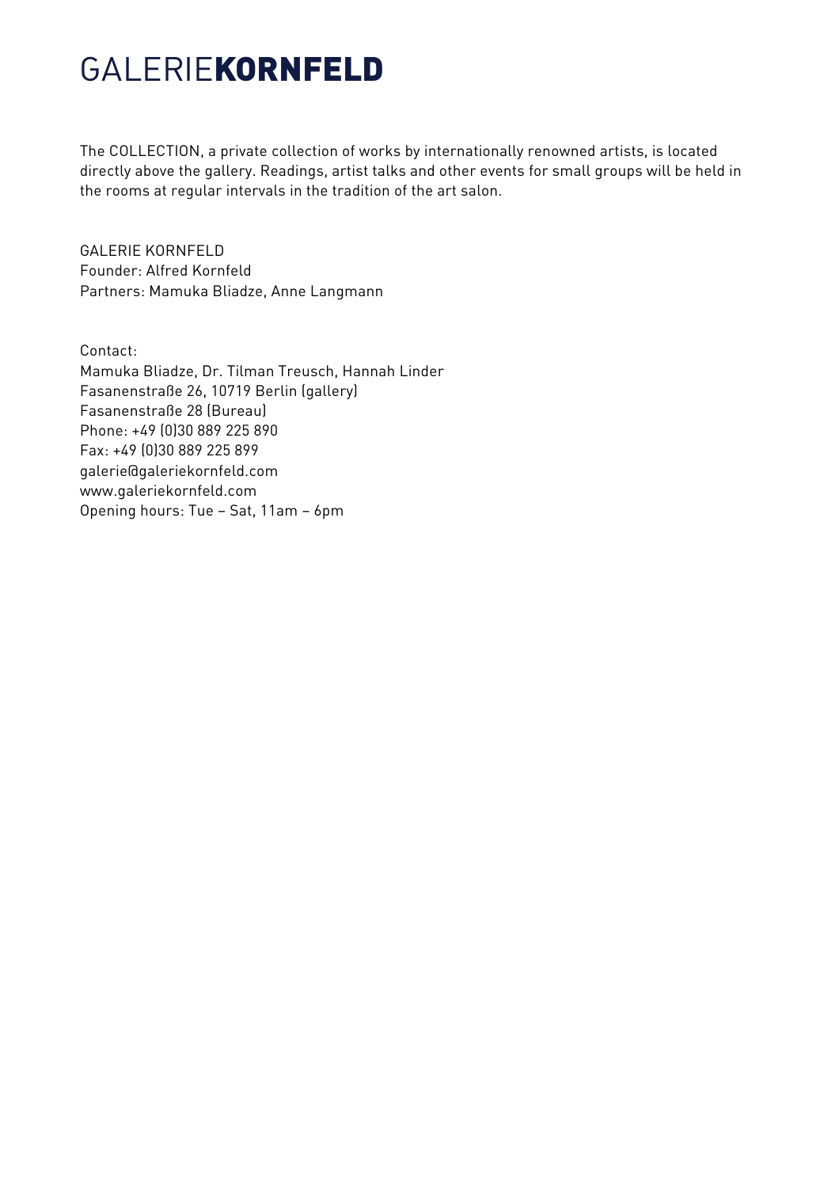# GALERIE**KORNFELD**

The COLLECTION, a private collection of works by internationally renowned artists, is located directly above the gallery. Readings, artist talks and other events for small groups will be held in the rooms at regular intervals in the tradition of the art salon.

GALERIE KORNFELD
Founder: Alfred Kornfeld
Partners: Mamuka Bliadze, Anne Langmann

Contact:
Mamuka Bliadze, Dr. Tilman Treusch, Hannah Linder
Fasanenstraße 26, 10719 Berlin (gallery)
Fasanenstraße 28 (Bureau)
Phone: +49 (0)30 889 225 890
Fax: +49 (0)30 889 225 899
galerie@galeriekornfeld.com
www.galeriekornfeld.com
Opening hours: Tue – Sat, 11am – 6pm